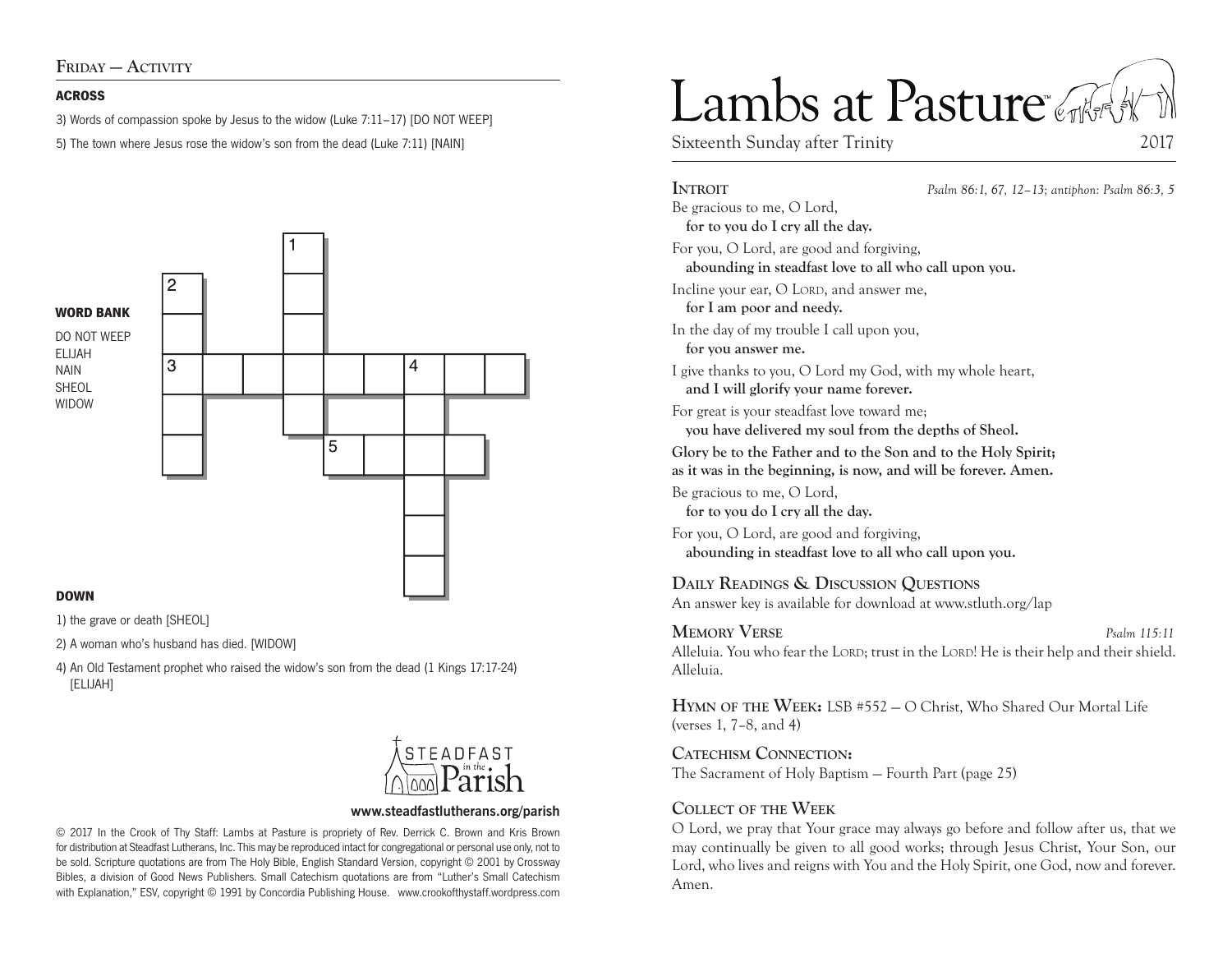## Friday — Activity

### ACROSS

3) Words of compassion spoke by Jesus to the widow (Luke 7:11–17) [DO NOT WEEP]

5) The town where Jesus rose the widow's son from the dead (Luke 7:11) [NAIN]

### WORD BANK

DO NOT WEEP
ELIJAH
NAIN
SHEOL
WIDOW

### DOWN

1) the grave or death [SHEOL]

2) A woman who's husband has died. [WIDOW]

4) An Old Testament prophet who raised the widow's son from the dead (1 Kings 17:17-24) [ELIJAH]

STEADFAST in the Parish

www.steadfastlutherans.org/parish

© 2017 In the Crook of Thy Staff: Lambs at Pasture is propriety of Rev. Derrick C. Brown and Kris Brown for distribution at Steadfast Lutherans, Inc. This may be reproduced intact for congregational or personal use only, not to be sold. Scripture quotations are from The Holy Bible, English Standard Version, copyright © 2001 by Crossway Bibles, a division of Good News Publishers. Small Catechism quotations are from "Luther's Small Catechism with Explanation," ESV, copyright © 1991 by Concordia Publishing House. www.crookofthystaff.wordpress.com

# Lambs at Pasture™

Sixteenth Sunday after Trinity 2017

## Introit

*Psalm 86:1, 67, 12–13; antiphon: Psalm 86:3, 5*

Be gracious to me, O Lord,
**for to you do I cry all the day.**

For you, O Lord, are good and forgiving,
**abounding in steadfast love to all who call upon you.**

Incline your ear, O Lord, and answer me,
**for I am poor and needy.**

In the day of my trouble I call upon you,
**for you answer me.**

I give thanks to you, O Lord my God, with my whole heart,
**and I will glorify your name forever.**

For great is your steadfast love toward me;
**you have delivered my soul from the depths of Sheol.**

**Glory be to the Father and to the Son and to the Holy Spirit;
as it was in the beginning, is now, and will be forever. Amen.**

Be gracious to me, O Lord,
**for to you do I cry all the day.**

For you, O Lord, are good and forgiving,
**abounding in steadfast love to all who call upon you.**

## Daily Readings & Discussion Questions

An answer key is available for download at www.stluth.org/lap

## Memory Verse

*Psalm 115:11*

Alleluia. You who fear the Lord; trust in the Lord! He is their help and their shield. Alleluia.

**Hymn of the Week:** LSB #552 — O Christ, Who Shared Our Mortal Life (verses 1, 7–8, and 4)

**Catechism Connection:**
The Sacrament of Holy Baptism — Fourth Part (page 25)

## Collect of the Week

O Lord, we pray that Your grace may always go before and follow after us, that we may continually be given to all good works; through Jesus Christ, Your Son, our Lord, who lives and reigns with You and the Holy Spirit, one God, now and forever. Amen.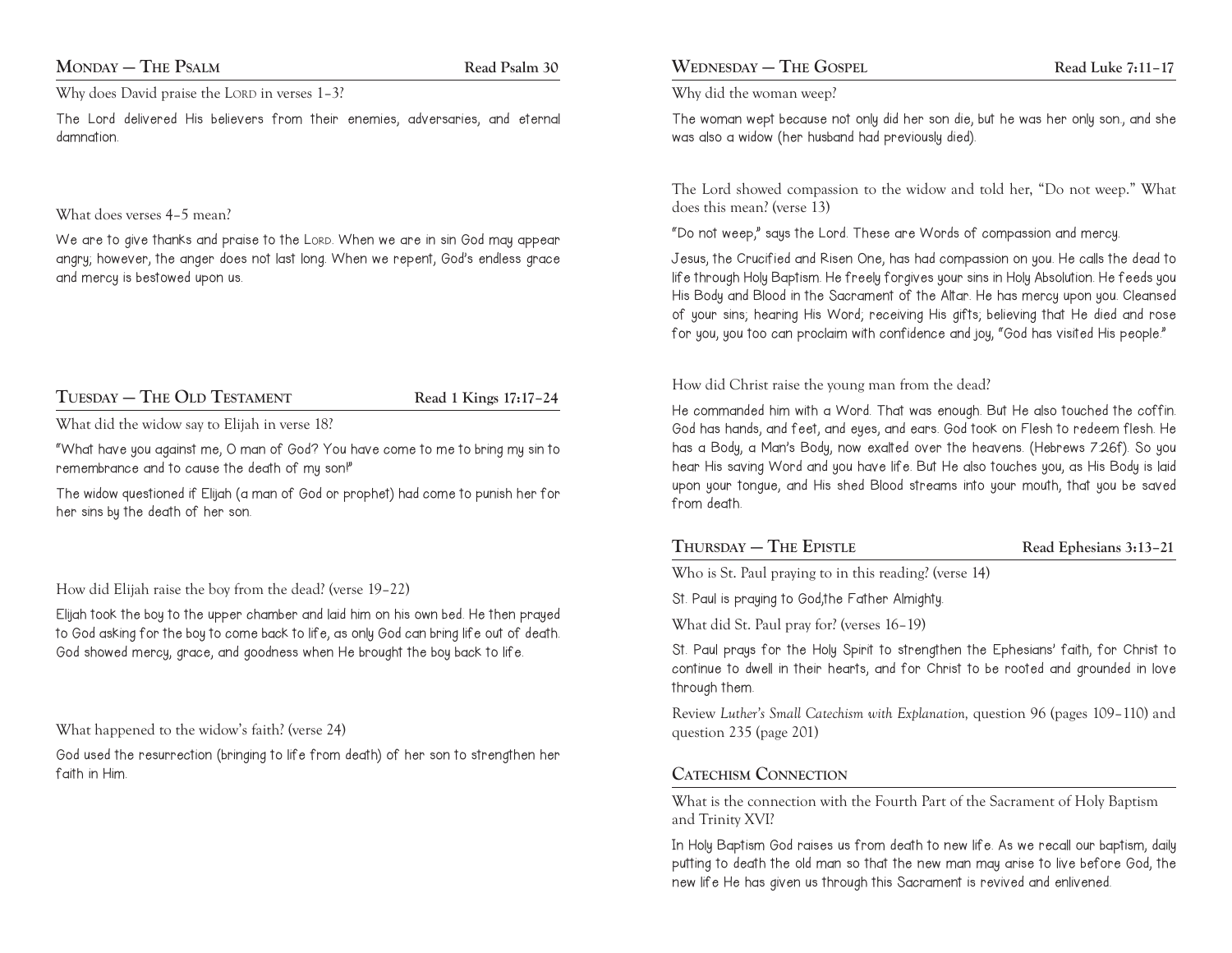## Monday — The Psalm

**Read Psalm 30**

Why does David praise the Lord in verses 1–3?

The Lord delivered His believers from their enemies, adversaries, and eternal damnation.

What does verses 4–5 mean?

We are to give thanks and praise to the Lord. When we are in sin God may appear angry; however, the anger does not last long. When we repent, God's endless grace and mercy is bestowed upon us.

## Tuesday — The Old Testament

**Read 1 Kings 17:17–24**

What did the widow say to Elijah in verse 18?

"What have you against me, O man of God? You have come to me to bring my sin to remembrance and to cause the death of my son!"

The widow questioned if Elijah (a man of God or prophet) had come to punish her for her sins by the death of her son.

How did Elijah raise the boy from the dead? (verse 19–22)

Elijah took the boy to the upper chamber and laid him on his own bed. He then prayed to God asking for the boy to come back to life, as only God can bring life out of death. God showed mercy, grace, and goodness when He brought the boy back to life.

What happened to the widow's faith? (verse 24)

God used the resurrection (bringing to life from death) of her son to strengthen her faith in Him.

## Wednesday — The Gospel

**Read Luke 7:11–17**

Why did the woman weep?

The woman wept because not only did her son die, but he was her only son., and she was also a widow (her husband had previously died).

The Lord showed compassion to the widow and told her, "Do not weep." What does this mean? (verse 13)

"Do not weep," says the Lord. These are Words of compassion and mercy.

Jesus, the Crucified and Risen One, has had compassion on you. He calls the dead to life through Holy Baptism. He freely forgives your sins in Holy Absolution. He feeds you His Body and Blood in the Sacrament of the Altar. He has mercy upon you. Cleansed of your sins; hearing His Word; receiving His gifts; believing that He died and rose for you, you too can proclaim with confidence and joy, "God has visited His people."

How did Christ raise the young man from the dead?

He commanded him with a Word. That was enough. But He also touched the coffin. God has hands, and feet, and eyes, and ears. God took on Flesh to redeem flesh. He has a Body, a Man's Body, now exalted over the heavens. (Hebrews 7:26f). So you hear His saving Word and you have life. But He also touches you, as His Body is laid upon your tongue, and His shed Blood streams into your mouth, that you be saved from death.

## Thursday — The Epistle

**Read Ephesians 3:13–21**

Who is St. Paul praying to in this reading? (verse 14)

St. Paul is praying to God,the Father Almighty.

What did St. Paul pray for? (verses 16–19)

St. Paul prays for the Holy Spirit to strengthen the Ephesians' faith, for Christ to continue to dwell in their hearts, and for Christ to be rooted and grounded in love through them.

Review *Luther's Small Catechism with Explanation*, question 96 (pages 109–110) and question 235 (page 201)

## Catechism Connection

What is the connection with the Fourth Part of the Sacrament of Holy Baptism and Trinity XVI?

In Holy Baptism God raises us from death to new life. As we recall our baptism, daily putting to death the old man so that the new man may arise to live before God, the new life He has given us through this Sacrament is revived and enlivened.